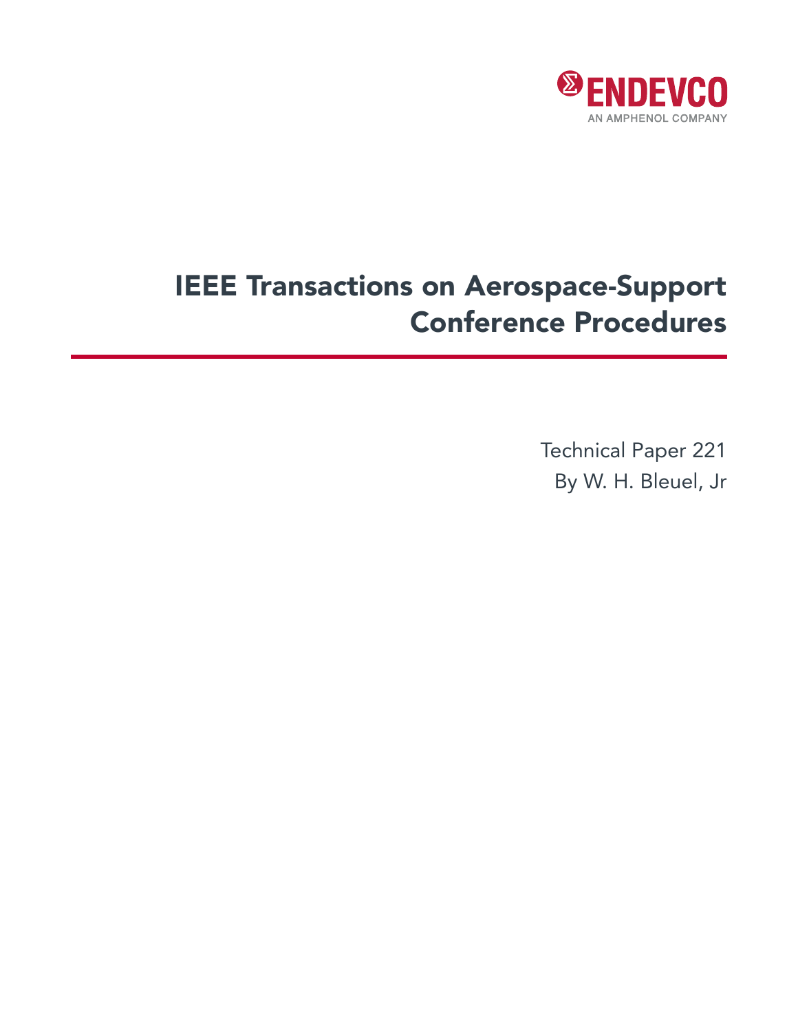ENDEVCO

AN AMPHENOL COMPANY

# IEEE Transactions on Aerospace-Support Conference Procedures

Technical Paper 221

By W. H. Bleuel, Jr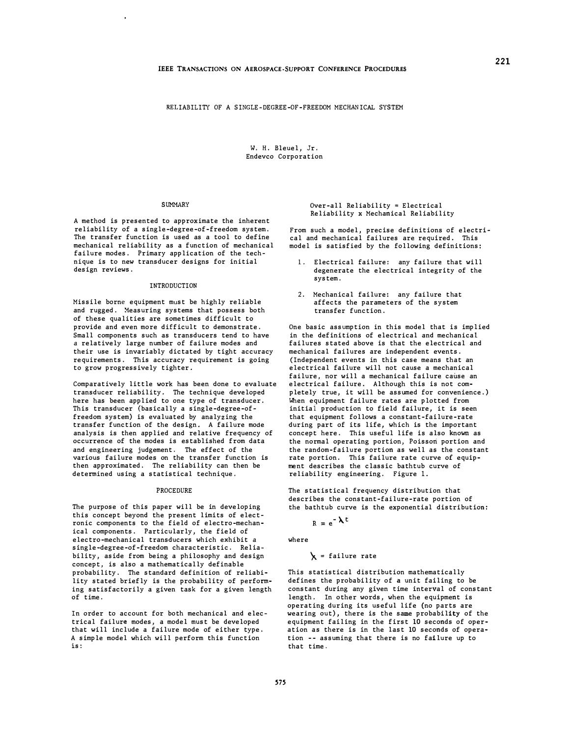# RELIABILITY OF A SINGLE-DEGREE-OF-FREEDOM MECHANICAL SYSTEM

W. H. Bleuel, Jr.
Endevco Corporation

## SUMMARY

A method is presented to approximate the inherent reliability of a single-degree-of-freedom system. The transfer function is used as a tool to define mechanical reliability as a function of mechanical failure modes. Primary application of the technique is to new transducer designs for initial design reviews.

## INTRODUCTION

Missile borne equipment must be highly reliable and rugged. Measuring systems that possess both of these qualities are sometimes difficult to provide and even more difficult to demonstrate. Small components such as transducers tend to have a relatively large number of failure modes and their use is invariably dictated by tight accuracy requirements. This accuracy requirement is going to grow progressively tighter.

Comparatively little work has been done to evaluate transducer reliability. The technique developed here has been applied to one type of transducer. This transducer (basically a single-degree-of-freedom system) is evaluated by analyzing the transfer function of the design. A failure mode analysis is then applied and relative frequency of occurrence of the modes is established from data and engineering judgement. The effect of the various failure modes on the transfer function is then approximated. The reliability can then be determined using a statistical technique.

## PROCEDURE

The purpose of this paper will be in developing this concept beyond the present limits of electronic components to the field of electro-mechanical components. Particularly, the field of electro-mechanical transducers which exhibit a single-degree-of-freedom characteristic. Reliability, aside from being a philosophy and design concept, is also a mathematically definable probability. The standard definition of reliability stated briefly is the probability of performing satisfactorily a given task for a given length of time.

In order to account for both mechanical and electrical failure modes, a model must be developed that will include a failure mode of either type. A simple model which will perform this function is:

Over-all Reliability = Electrical Reliability x Mechanical Reliability

From such a model, precise definitions of electrical and mechanical failures are required. This model is satisfied by the following definitions:

1. Electrical failure: any failure that will degenerate the electrical integrity of the system.
2. Mechanical failure: any failure that affects the parameters of the system transfer function.

One basic assumption in this model that is implied in the definitions of electrical and mechanical failures stated above is that the electrical and mechanical failures are independent events. (Independent events in this case means that an electrical failure will not cause a mechanical failure, nor will a mechanical failure cause an electrical failure. Although this is not completely true, it will be assumed for convenience.) When equipment failure rates are plotted from initial production to field failure, it is seen that equipment follows a constant-failure-rate during part of its life, which is the important concept here. This useful life is also known as the normal operating portion, Poisson portion and the random-failure portion as well as the constant rate portion. This failure rate curve of equipment describes the classic bathtub curve of reliability engineering. Figure 1.

The statistical frequency distribution that describes the constant-failure-rate portion of the bathtub curve is the exponential distribution:

$$R = e^{-\lambda t}$$

where

$\lambda$ = failure rate

This statistical distribution mathematically defines the probability of a unit failing to be constant during any given time interval of constant length. In other words, when the equipment is operating during its useful life (no parts are wearing out), there is the same probability of the equipment failing in the first 10 seconds of operation as there is in the last 10 seconds of operation -- assuming that there is no failure up to that time.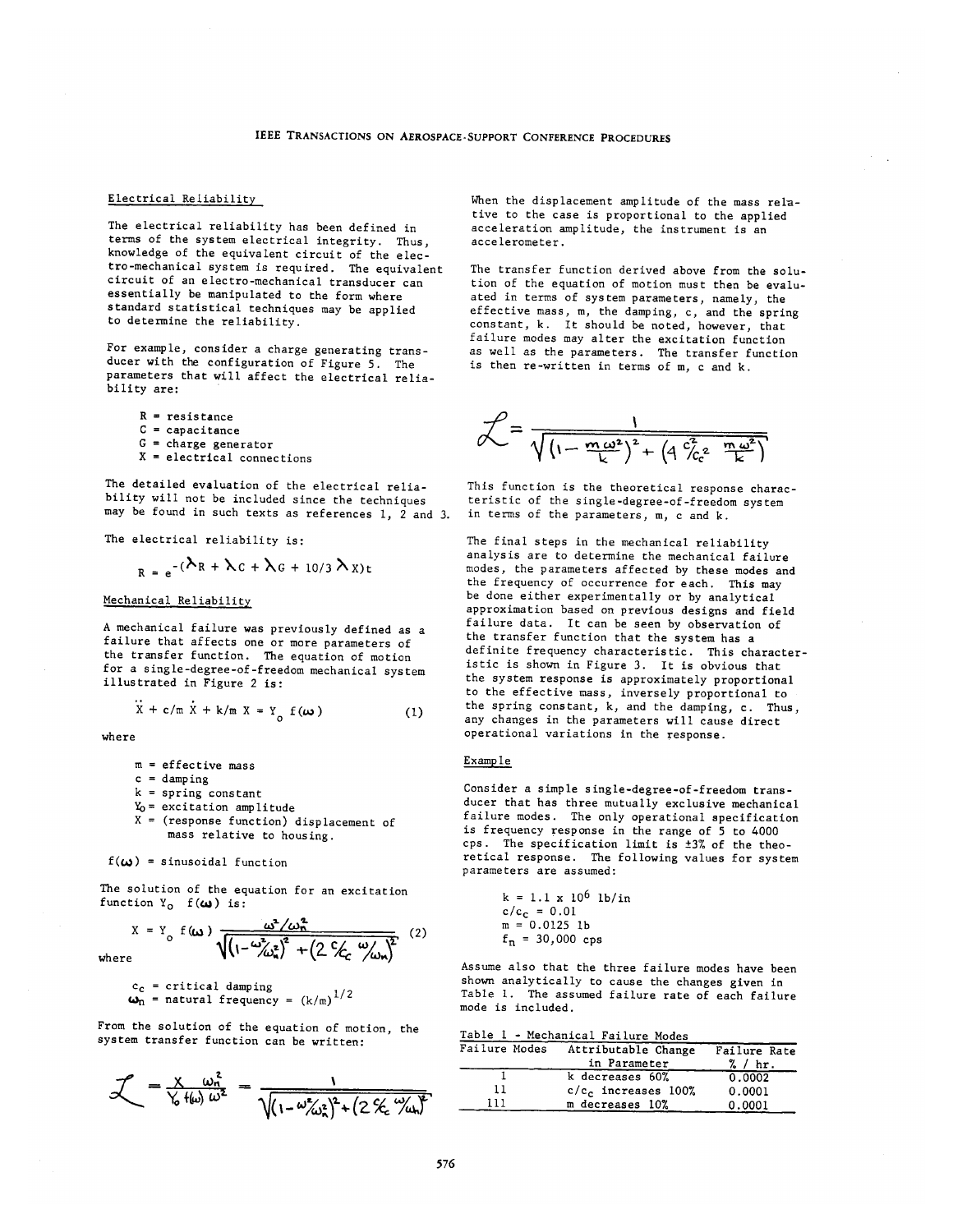## Electrical Reliability

The electrical reliability has been defined in terms of the system electrical integrity. Thus, knowledge of the equivalent circuit of the electro-mechanical system is required. The equivalent circuit of an electro-mechanical transducer can essentially be manipulated to the form where standard statistical techniques may be applied to determine the reliability.

For example, consider a charge generating transducer with the configuration of Figure 5. The parameters that will affect the electrical reliability are:

- R = resistance
- C = capacitance
- G = charge generator
- X = electrical connections

The detailed evaluation of the electrical reliability will not be included since the techniques may be found in such texts as references 1, 2 and 3.

The electrical reliability is:

$$R = e^{-(\lambda_R + \lambda_C + \lambda_G + 10/3\,\lambda_X)t}$$

## Mechanical Reliability

A mechanical failure was previously defined as a failure that affects one or more parameters of the transfer function. The equation of motion for a single-degree-of-freedom mechanical system illustrated in Figure 2 is:

$$\ddot{X} + c/m\,\dot{X} + k/m\,X = Y_o\,f(\omega) \tag{1}$$

where

- $m$ = effective mass
- $c$ = damping
- $k$ = spring constant
- $Y_o$ = excitation amplitude
- $X$ = (response function) displacement of mass relative to housing.

$f(\omega)$ = sinusoidal function

The solution of the equation for an excitation function $Y_o\ f(\omega)$ is:

$$X = Y_o\,f(\omega)\,\frac{\omega^2/\omega_n^2}{\sqrt{\left(1-\omega^2/\omega_n^2\right)^2 + \left(2\,c/c_c\,\omega/\omega_n\right)^2}} \tag{2}$$

where

- $c_c$ = critical damping
- $\omega_n$ = natural frequency = $(k/m)^{1/2}$

From the solution of the equation of motion, the system transfer function can be written:

$$\mathcal{L} = \frac{X\,\omega_n^2}{Y_o\,f(\omega)\,\omega^2} = \frac{1}{\sqrt{\left(1-\omega^2/\omega_n^2\right)^2 + \left(2\,c/c_c\,\omega/\omega_n\right)^2}}$$

When the displacement amplitude of the mass relative to the case is proportional to the applied acceleration amplitude, the instrument is an accelerometer.

The transfer function derived above from the solution of the equation of motion must then be evaluated in terms of system parameters, namely, the effective mass, m, the damping, c, and the spring constant, k. It should be noted, however, that failure modes may alter the excitation function as well as the parameters. The transfer function is then re-written in terms of m, c and k.

$$\mathcal{L} = \frac{1}{\sqrt{\left(1 - \frac{m\omega^2}{k}\right)^2 + \left(4\,\frac{c^2}{c_c^2}\,\frac{m\omega^2}{k}\right)}}$$

This function is the theoretical response characteristic of the single-degree-of-freedom system in terms of the parameters, m, c and k.

The final steps in the mechanical reliability analysis are to determine the mechanical failure modes, the parameters affected by these modes and the frequency of occurrence for each. This may be done either experimentally or by analytical approximation based on previous designs and field failure data. It can be seen by observation of the transfer function that the system has a definite frequency characteristic. This characteristic is shown in Figure 3. It is obvious that the system response is approximately proportional to the effective mass, inversely proportional to the spring constant, k, and the damping, c. Thus, any changes in the parameters will cause direct operational variations in the response.

## Example

Consider a simple single-degree-of-freedom transducer that has three mutually exclusive mechanical failure modes. The only operational specification is frequency response in the range of 5 to 4000 cps. The specification limit is ±3% of the theoretical response. The following values for system parameters are assumed:

$$k = 1.1 \times 10^6 \text{ lb/in}$$
$$c/c_c = 0.01$$
$$m = 0.0125 \text{ lb}$$
$$f_n = 30{,}000 \text{ cps}$$

Assume also that the three failure modes have been shown analytically to cause the changes given in Table 1. The assumed failure rate of each failure mode is included.

Table 1 - Mechanical Failure Modes

| Failure Modes | Attributable Change in Parameter | Failure Rate % / hr. |
|---|---|---|
| I | k decreases 60% | 0.0002 |
| II | $c/c_c$ increases 100% | 0.0001 |
| III | m decreases 10% | 0.0001 |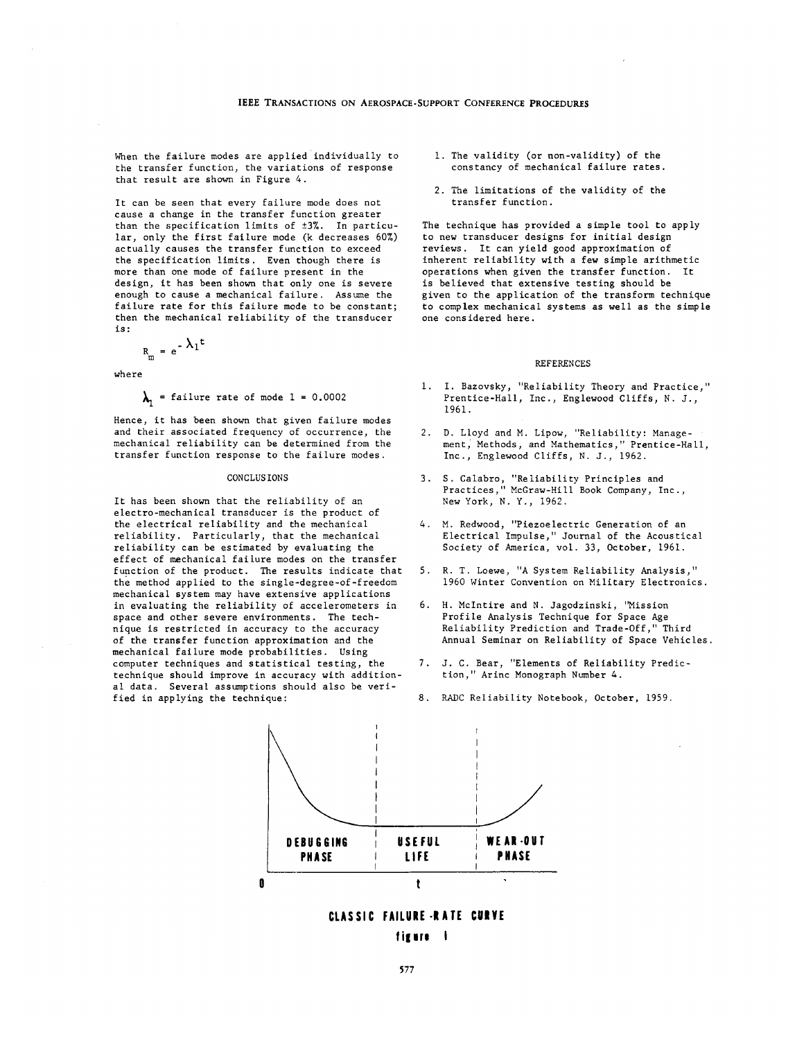When the failure modes are applied individually to the transfer function, the variations of response that result are shown in Figure 4.

It can be seen that every failure mode does not cause a change in the transfer function greater than the specification limits of ±3%. In particular, only the first failure mode (k decreases 60%) actually causes the transfer function to exceed the specification limits. Even though there is more than one mode of failure present in the design, it has been shown that only one is severe enough to cause a mechanical failure. Assume the failure rate for this failure mode to be constant; then the mechanical reliability of the transducer is:

$$R_m = e^{-\lambda_1 t}$$

where

$\lambda_1$ = failure rate of mode 1 = 0.0002

Hence, it has been shown that given failure modes and their associated frequency of occurrence, the mechanical reliability can be determined from the transfer function response to the failure modes.

## CONCLUSIONS

It has been shown that the reliability of an electro-mechanical transducer is the product of the electrical reliability and the mechanical reliability. Particularly, that the mechanical reliability can be estimated by evaluating the effect of mechanical failure modes on the transfer function of the product. The results indicate that the method applied to the single-degree-of-freedom mechanical system may have extensive applications in evaluating the reliability of accelerometers in space and other severe environments. The technique is restricted in accuracy to the accuracy of the transfer function approximation and the mechanical failure mode probabilities. Using computer techniques and statistical testing, the technique should improve in accuracy with additional data. Several assumptions should also be verified in applying the technique:

1. The validity (or non-validity) of the constancy of mechanical failure rates.
2. The limitations of the validity of the transfer function.

The technique has provided a simple tool to apply to new transducer designs for initial design reviews. It can yield good approximation of inherent reliability with a few simple arithmetic operations when given the transfer function. It is believed that extensive testing should be given to the application of the transform technique to complex mechanical systems as well as the simple one considered here.

## REFERENCES

1. I. Bazovsky, "Reliability Theory and Practice," Prentice-Hall, Inc., Englewood Cliffs, N. J., 1961.
2. D. Lloyd and M. Lipow, "Reliability: Management, Methods, and Mathematics," Prentice-Hall, Inc., Englewood Cliffs, N. J., 1962.
3. S. Calabro, "Reliability Principles and Practices," McGraw-Hill Book Company, Inc., New York, N. Y., 1962.
4. M. Redwood, "Piezoelectric Generation of an Electrical Impulse," Journal of the Acoustical Society of America, vol. 33, October, 1961.
5. R. T. Loewe, "A System Reliability Analysis," 1960 Winter Convention on Military Electronics.
6. H. McIntire and N. Jagodzinski, "Mission Profile Analysis Technique for Space Age Reliability Prediction and Trade-Off," Third Annual Seminar on Reliability of Space Vehicles.
7. J. C. Bear, "Elements of Reliability Prediction," Arinc Monograph Number 4.
8. RADC Reliability Notebook, October, 1959.

DEBUGGING PHASE | USEFUL LIFE | WEAR-OUT PHASE

0 t

CLASSIC FAILURE-RATE CURVE

figure 1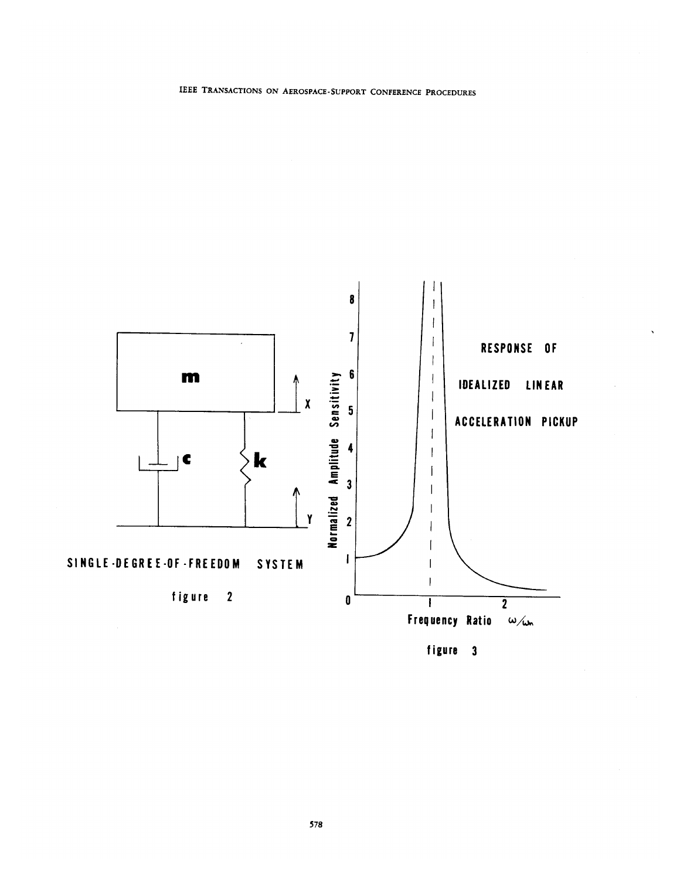SINGLE-DEGREE-OF-FREEDOM SYSTEM

figure 2

RESPONSE OF IDEALIZED LINEAR ACCELERATION PICKUP

figure 3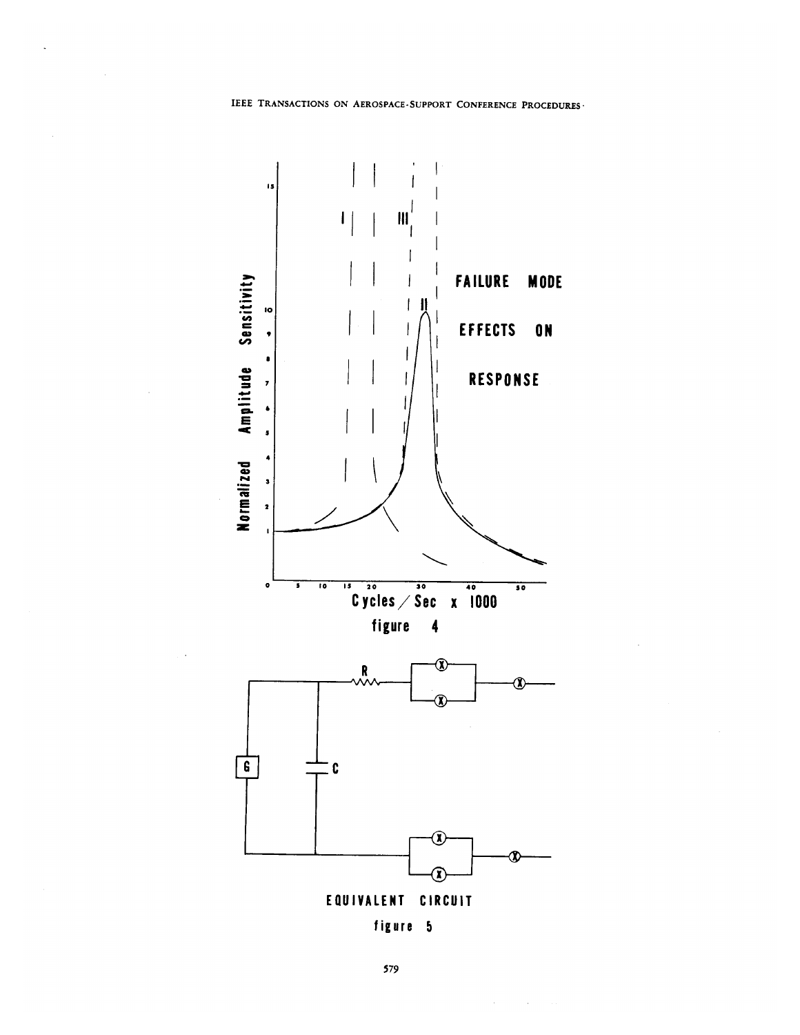FAILURE MODE EFFECTS ON RESPONSE

figure 4

EQUIVALENT CIRCUIT

figure 5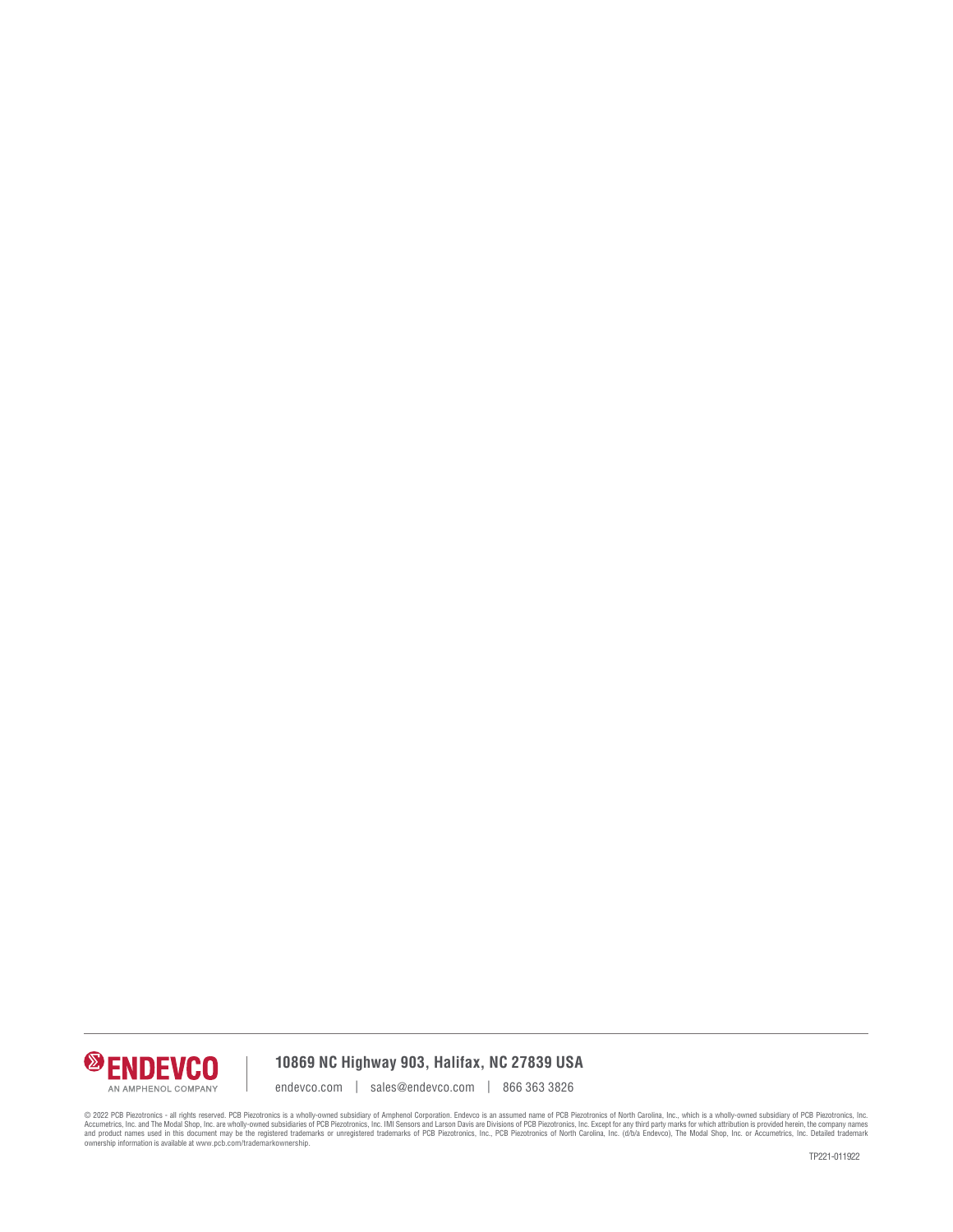**ENDEVCO**
AN AMPHENOL COMPANY

**10869 NC Highway 903, Halifax, NC 27839 USA**

endevco.com | sales@endevco.com | 866 363 3826

© 2022 PCB Piezotronics - all rights reserved. PCB Piezotronics is a wholly-owned subsidiary of Amphenol Corporation. Endevco is an assumed name of PCB Piezotronics of North Carolina, Inc., which is a wholly-owned subsidiary of PCB Piezotronics, Inc. Accumetrics, Inc. and The Modal Shop, Inc. are wholly-owned subsidiaries of PCB Piezotronics, Inc. IMI Sensors and Larson Davis are Divisions of PCB Piezotronics, Inc. Except for any third party marks for which attribution is provided herein, the company names and product names used in this document may be the registered trademarks or unregistered trademarks of PCB Piezotronics, Inc., PCB Piezotronics of North Carolina, Inc. (d/b/a Endevco), The Modal Shop, Inc. or Accumetrics, Inc. Detailed trademark ownership information is available at www.pcb.com/trademarkownership.

TP221-011922